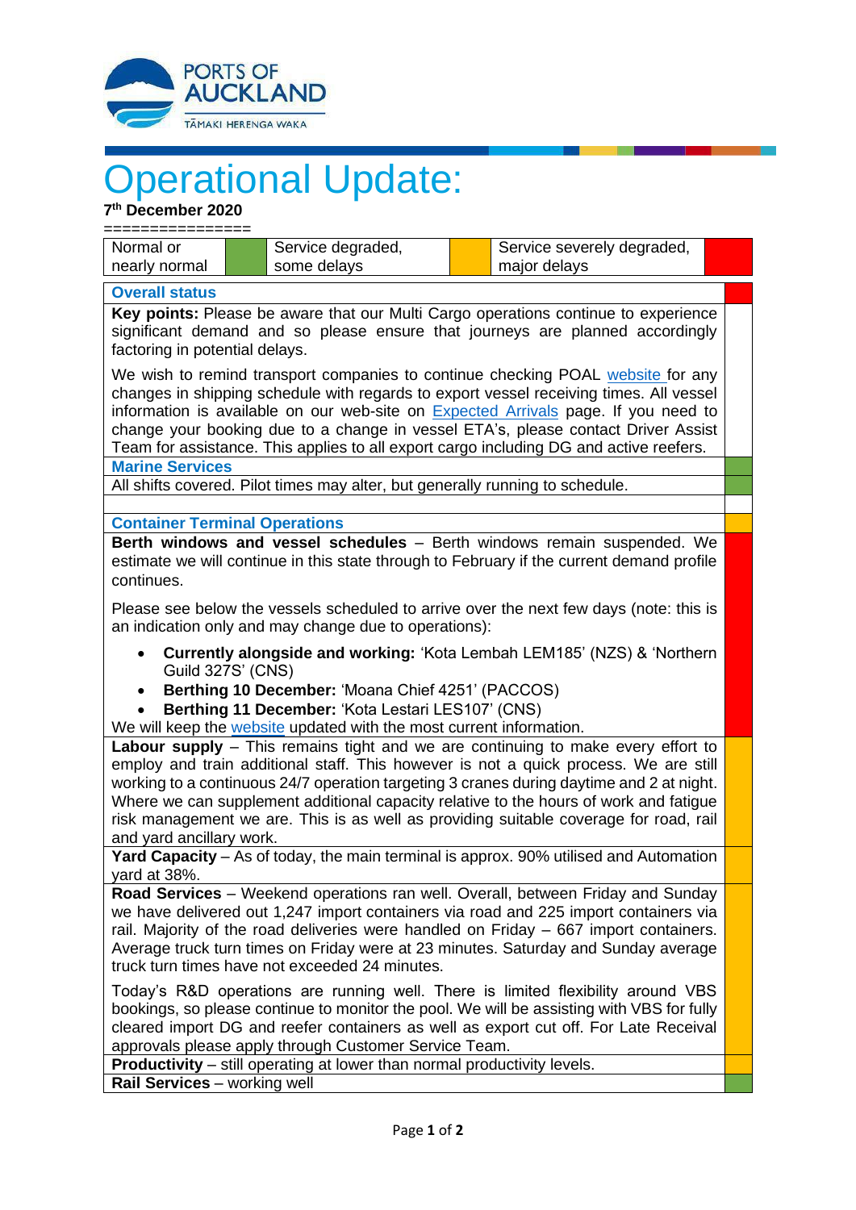# Operational Update:

**7th December 2020**

================

| Normal or nearly normal | | Service degraded, some delays | | Service severely degraded, major delays | |
|---|---|---|---|---|---|

## Overall status

**Key points:** Please be aware that our Multi Cargo operations continue to experience significant demand and so please ensure that journeys are planned accordingly factoring in potential delays.

We wish to remind transport companies to continue checking POAL website for any changes in shipping schedule with regards to export vessel receiving times. All vessel information is available on our web-site on Expected Arrivals page. If you need to change your booking due to a change in vessel ETA's, please contact Driver Assist Team for assistance. This applies to all export cargo including DG and active reefers.

## Marine Services

All shifts covered. Pilot times may alter, but generally running to schedule.

## Container Terminal Operations

**Berth windows and vessel schedules** – Berth windows remain suspended. We estimate we will continue in this state through to February if the current demand profile continues.

Please see below the vessels scheduled to arrive over the next few days (note: this is an indication only and may change due to operations):

- **Currently alongside and working:** 'Kota Lembah LEM185' (NZS) & 'Northern Guild 327S' (CNS)
- **Berthing 10 December:** 'Moana Chief 4251' (PACCOS)
- **Berthing 11 December:** 'Kota Lestari LES107' (CNS)

We will keep the website updated with the most current information.

**Labour supply** – This remains tight and we are continuing to make every effort to employ and train additional staff. This however is not a quick process. We are still working to a continuous 24/7 operation targeting 3 cranes during daytime and 2 at night. Where we can supplement additional capacity relative to the hours of work and fatigue risk management we are. This is as well as providing suitable coverage for road, rail and yard ancillary work.

**Yard Capacity** – As of today, the main terminal is approx. 90% utilised and Automation yard at 38%.

**Road Services** – Weekend operations ran well. Overall, between Friday and Sunday we have delivered out 1,247 import containers via road and 225 import containers via rail. Majority of the road deliveries were handled on Friday – 667 import containers. Average truck turn times on Friday were at 23 minutes. Saturday and Sunday average truck turn times have not exceeded 24 minutes.

Today's R&D operations are running well. There is limited flexibility around VBS bookings, so please continue to monitor the pool. We will be assisting with VBS for fully cleared import DG and reefer containers as well as export cut off. For Late Receival approvals please apply through Customer Service Team.

**Productivity** – still operating at lower than normal productivity levels.

**Rail Services** – working well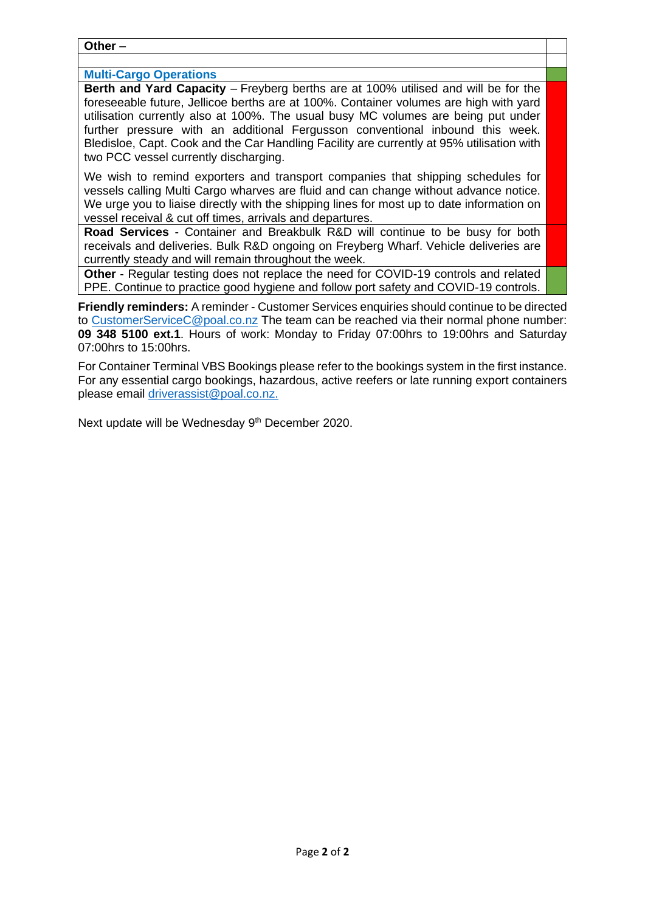| | |
|---|---|
| **Other** – | |
| | |
| **Multi-Cargo Operations** | |
| **Berth and Yard Capacity** – Freyberg berths are at 100% utilised and will be for the foreseeable future, Jellicoe berths are at 100%. Container volumes are high with yard utilisation currently also at 100%. The usual busy MC volumes are being put under further pressure with an additional Fergusson conventional inbound this week. Bledisloe, Capt. Cook and the Car Handling Facility are currently at 95% utilisation with two PCC vessel currently discharging.<br><br>We wish to remind exporters and transport companies that shipping schedules for vessels calling Multi Cargo wharves are fluid and can change without advance notice. We urge you to liaise directly with the shipping lines for most up to date information on vessel receival & cut off times, arrivals and departures. | |
| **Road Services** - Container and Breakbulk R&D will continue to be busy for both receivals and deliveries. Bulk R&D ongoing on Freyberg Wharf. Vehicle deliveries are currently steady and will remain throughout the week. | |
| **Other** - Regular testing does not replace the need for COVID-19 controls and related PPE. Continue to practice good hygiene and follow port safety and COVID-19 controls. | |

**Friendly reminders:** A reminder - Customer Services enquiries should continue to be directed to CustomerServiceC@poal.co.nz The team can be reached via their normal phone number: **09 348 5100 ext.1**. Hours of work: Monday to Friday 07:00hrs to 19:00hrs and Saturday 07:00hrs to 15:00hrs.

For Container Terminal VBS Bookings please refer to the bookings system in the first instance. For any essential cargo bookings, hazardous, active reefers or late running export containers please email driverassist@poal.co.nz.

Next update will be Wednesday 9th December 2020.